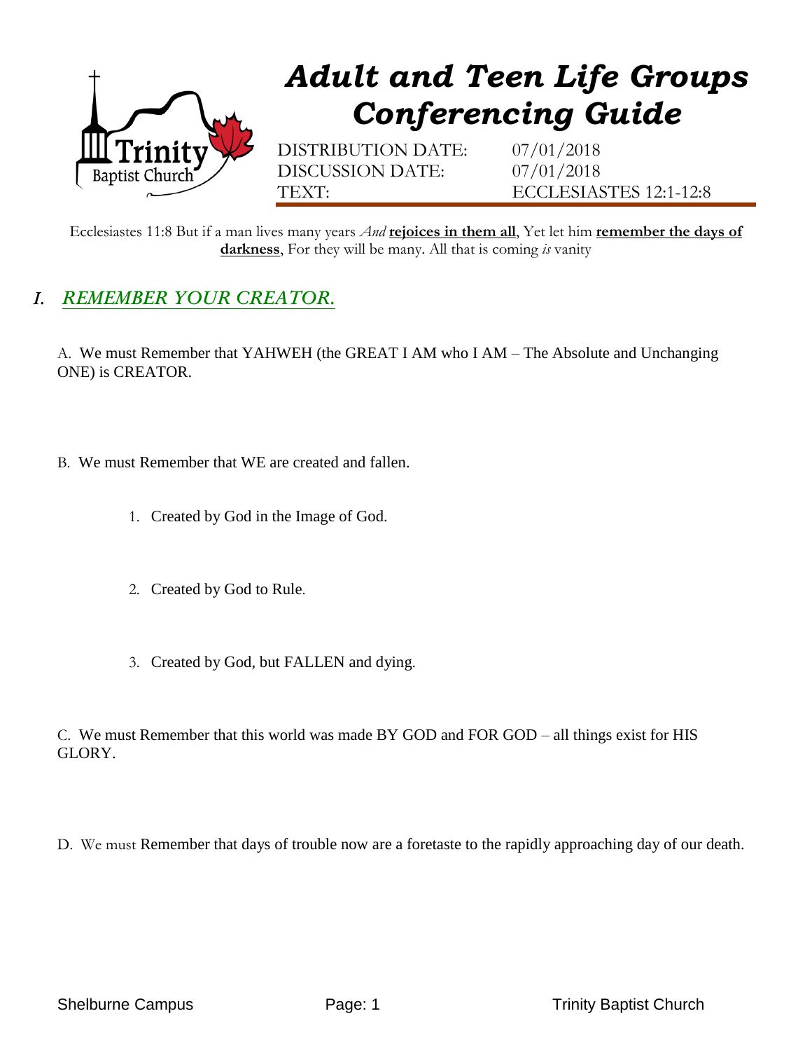# *Adult and Teen Life Groups Conferencing Guide*

DISTRIBUTION DATE: 07/01/2018
DISCUSSION DATE: 07/01/2018
TEXT: ECCLESIASTES 12:1-12:8

Ecclesiastes 11:8 But if a man lives many years *And* **rejoices in them all**, Yet let him **remember the days of darkness**, For they will be many. All that is coming *is* vanity

## *I. REMEMBER YOUR CREATOR.*

A. We must Remember that YAHWEH (the GREAT I AM who I AM – The Absolute and Unchanging ONE) is CREATOR.

B. We must Remember that WE are created and fallen.

1. Created by God in the Image of God.

2. Created by God to Rule.

3. Created by God, but FALLEN and dying.

C. We must Remember that this world was made BY GOD and FOR GOD – all things exist for HIS GLORY.

D. We must Remember that days of trouble now are a foretaste to the rapidly approaching day of our death.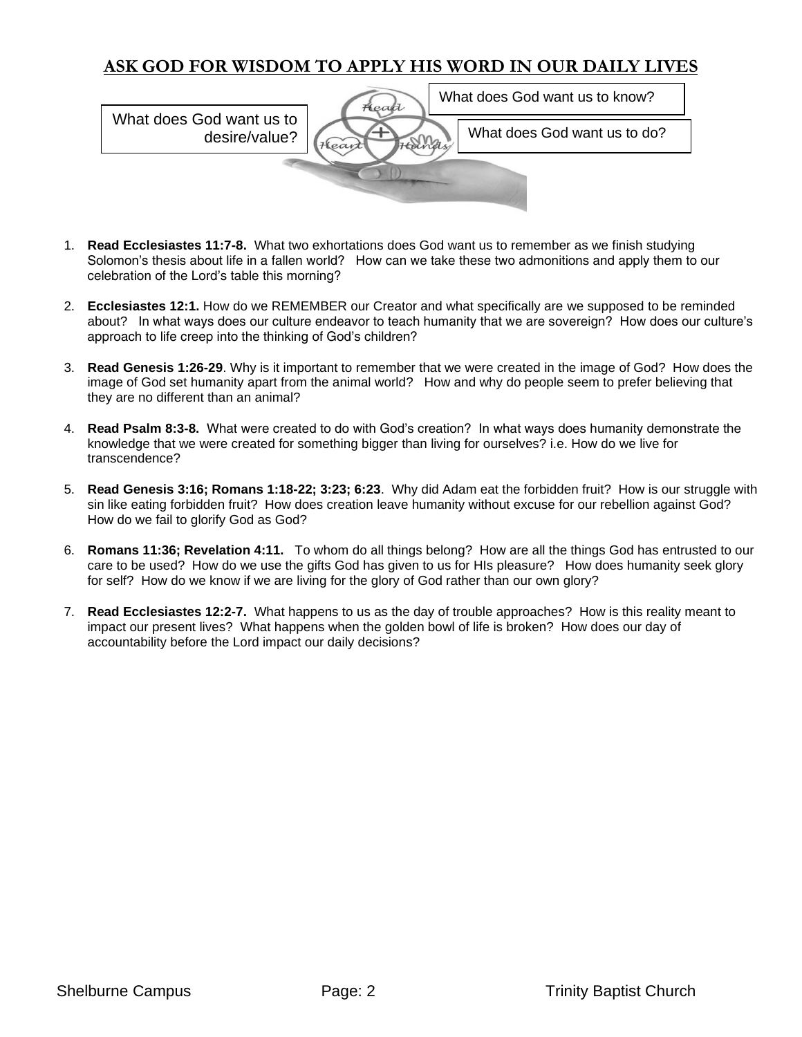## ASK GOD FOR WISDOM TO APPLY HIS WORD IN OUR DAILY LIVES

What does God want us to desire/value?

What does God want us to know?

What does God want us to do?

1. **Read Ecclesiastes 11:7-8.** What two exhortations does God want us to remember as we finish studying Solomon's thesis about life in a fallen world? How can we take these two admonitions and apply them to our celebration of the Lord's table this morning?

2. **Ecclesiastes 12:1.** How do we REMEMBER our Creator and what specifically are we supposed to be reminded about? In what ways does our culture endeavor to teach humanity that we are sovereign? How does our culture's approach to life creep into the thinking of God's children?

3. **Read Genesis 1:26-29**. Why is it important to remember that we were created in the image of God? How does the image of God set humanity apart from the animal world? How and why do people seem to prefer believing that they are no different than an animal?

4. **Read Psalm 8:3-8.** What were created to do with God's creation? In what ways does humanity demonstrate the knowledge that we were created for something bigger than living for ourselves? i.e. How do we live for transcendence?

5. **Read Genesis 3:16; Romans 1:18-22; 3:23; 6:23**. Why did Adam eat the forbidden fruit? How is our struggle with sin like eating forbidden fruit? How does creation leave humanity without excuse for our rebellion against God? How do we fail to glorify God as God?

6. **Romans 11:36; Revelation 4:11.** To whom do all things belong? How are all the things God has entrusted to our care to be used? How do we use the gifts God has given to us for HIs pleasure? How does humanity seek glory for self? How do we know if we are living for the glory of God rather than our own glory?

7. **Read Ecclesiastes 12:2-7.** What happens to us as the day of trouble approaches? How is this reality meant to impact our present lives? What happens when the golden bowl of life is broken? How does our day of accountability before the Lord impact our daily decisions?